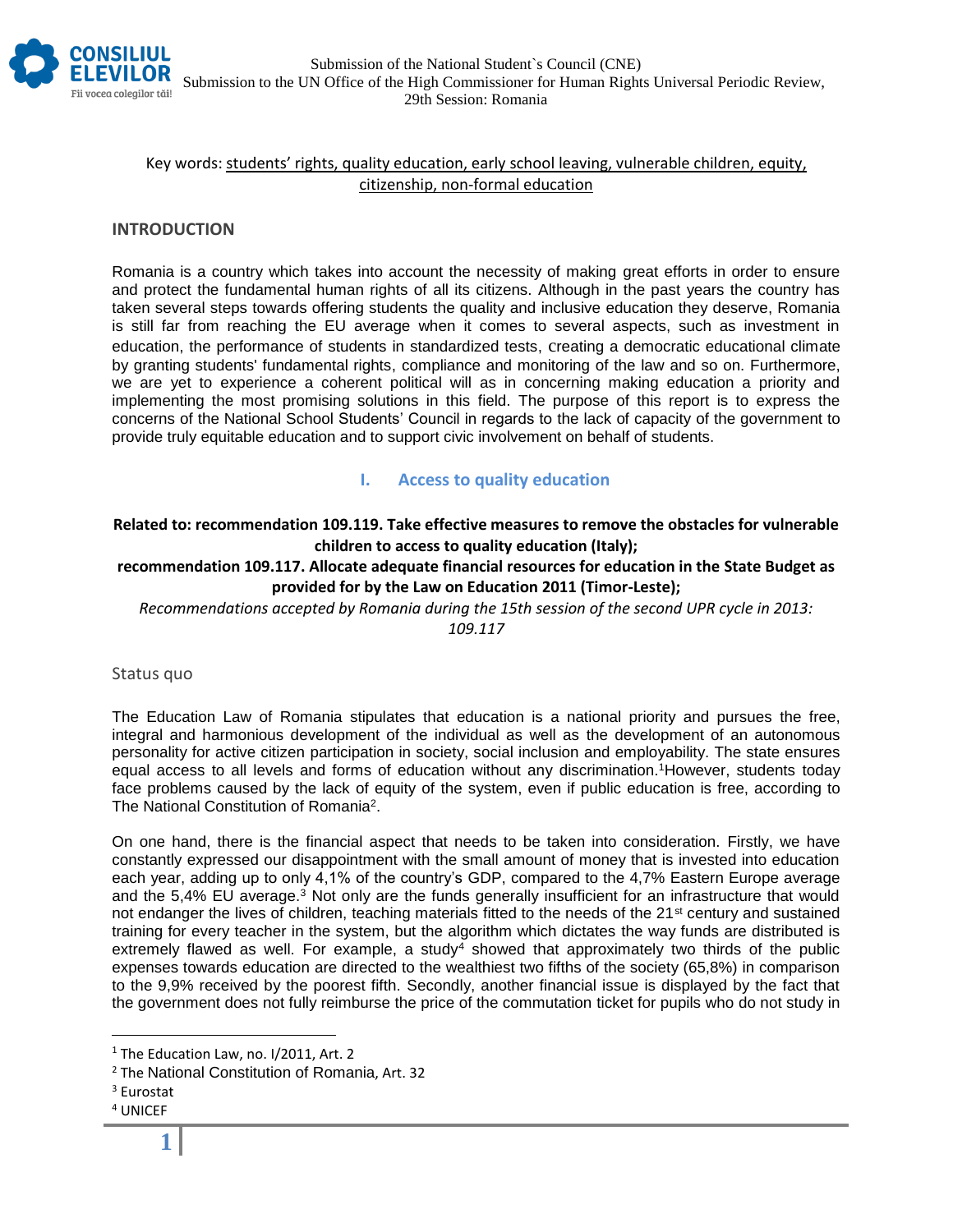Submission of the National Student`s Council (CNE)
Submission to the UN Office of the High Commissioner for Human Rights Universal Periodic Review, 29th Session: Romania

Key words: students' rights, quality education, early school leaving, vulnerable children, equity, citizenship, non-formal education

## INTRODUCTION

Romania is a country which takes into account the necessity of making great efforts in order to ensure and protect the fundamental human rights of all its citizens. Although in the past years the country has taken several steps towards offering students the quality and inclusive education they deserve, Romania is still far from reaching the EU average when it comes to several aspects, such as investment in education, the performance of students in standardized tests, creating a democratic educational climate by granting students' fundamental rights, compliance and monitoring of the law and so on. Furthermore, we are yet to experience a coherent political will as in concerning making education a priority and implementing the most promising solutions in this field. The purpose of this report is to express the concerns of the National School Students' Council in regards to the lack of capacity of the government to provide truly equitable education and to support civic involvement on behalf of students.

## I. Access to quality education

**Related to: recommendation 109.119. Take effective measures to remove the obstacles for vulnerable children to access to quality education (Italy);**

**recommendation 109.117. Allocate adequate financial resources for education in the State Budget as provided for by the Law on Education 2011 (Timor-Leste);**

*Recommendations accepted by Romania during the 15th session of the second UPR cycle in 2013: 109.117*

### Status quo

The Education Law of Romania stipulates that education is a national priority and pursues the free, integral and harmonious development of the individual as well as the development of an autonomous personality for active citizen participation in society, social inclusion and employability. The state ensures equal access to all levels and forms of education without any discrimination.[1] However, students today face problems caused by the lack of equity of the system, even if public education is free, according to The National Constitution of Romania[2].

On one hand, there is the financial aspect that needs to be taken into consideration. Firstly, we have constantly expressed our disappointment with the small amount of money that is invested into education each year, adding up to only 4,1% of the country's GDP, compared to the 4,7% Eastern Europe average and the 5,4% EU average.[3] Not only are the funds generally insufficient for an infrastructure that would not endanger the lives of children, teaching materials fitted to the needs of the 21st century and sustained training for every teacher in the system, but the algorithm which dictates the way funds are distributed is extremely flawed as well. For example, a study[4] showed that approximately two thirds of the public expenses towards education are directed to the wealthiest two fifths of the society (65,8%) in comparison to the 9,9% received by the poorest fifth. Secondly, another financial issue is displayed by the fact that the government does not fully reimburse the price of the commutation ticket for pupils who do not study in

---

[1] The Education Law, no. I/2011, Art. 2

[2] The National Constitution of Romania, Art. 32

[3] Eurostat

[4] UNICEF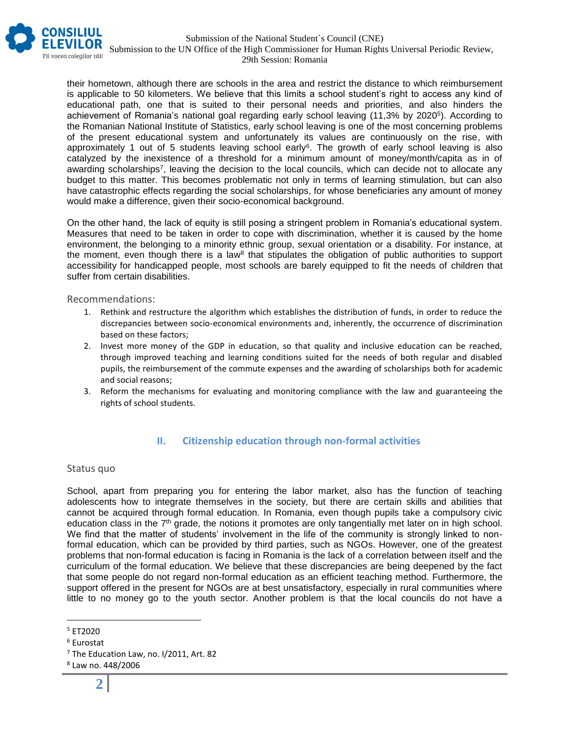their hometown, although there are schools in the area and restrict the distance to which reimbursement is applicable to 50 kilometers. We believe that this limits a school student's right to access any kind of educational path, one that is suited to their personal needs and priorities, and also hinders the achievement of Romania's national goal regarding early school leaving (11,3% by 2020[5]). According to the Romanian National Institute of Statistics, early school leaving is one of the most concerning problems of the present educational system and unfortunately its values are continuously on the rise, with approximately 1 out of 5 students leaving school early[6]. The growth of early school leaving is also catalyzed by the inexistence of a threshold for a minimum amount of money/month/capita as in of awarding scholarships[7], leaving the decision to the local councils, which can decide not to allocate any budget to this matter. This becomes problematic not only in terms of learning stimulation, but can also have catastrophic effects regarding the social scholarships, for whose beneficiaries any amount of money would make a difference, given their socio-economical background.

On the other hand, the lack of equity is still posing a stringent problem in Romania's educational system. Measures that need to be taken in order to cope with discrimination, whether it is caused by the home environment, the belonging to a minority ethnic group, sexual orientation or a disability. For instance, at the moment, even though there is a law[8] that stipulates the obligation of public authorities to support accessibility for handicapped people, most schools are barely equipped to fit the needs of children that suffer from certain disabilities.

Recommendations:

1. Rethink and restructure the algorithm which establishes the distribution of funds, in order to reduce the discrepancies between socio-economical environments and, inherently, the occurrence of discrimination based on these factors;
2. Invest more money of the GDP in education, so that quality and inclusive education can be reached, through improved teaching and learning conditions suited for the needs of both regular and disabled pupils, the reimbursement of the commute expenses and the awarding of scholarships both for academic and social reasons;
3. Reform the mechanisms for evaluating and monitoring compliance with the law and guaranteeing the rights of school students.

## II. Citizenship education through non-formal activities

Status quo

School, apart from preparing you for entering the labor market, also has the function of teaching adolescents how to integrate themselves in the society, but there are certain skills and abilities that cannot be acquired through formal education. In Romania, even though pupils take a compulsory civic education class in the 7th grade, the notions it promotes are only tangentially met later on in high school. We find that the matter of students' involvement in the life of the community is strongly linked to non-formal education, which can be provided by third parties, such as NGOs. However, one of the greatest problems that non-formal education is facing in Romania is the lack of a correlation between itself and the curriculum of the formal education. We believe that these discrepancies are being deepened by the fact that some people do not regard non-formal education as an efficient teaching method. Furthermore, the support offered in the present for NGOs are at best unsatisfactory, especially in rural communities where little to no money go to the youth sector. Another problem is that the local councils do not have a

[5] ET2020

[6] Eurostat

[7] The Education Law, no. I/2011, Art. 82

[8] Law no. 448/2006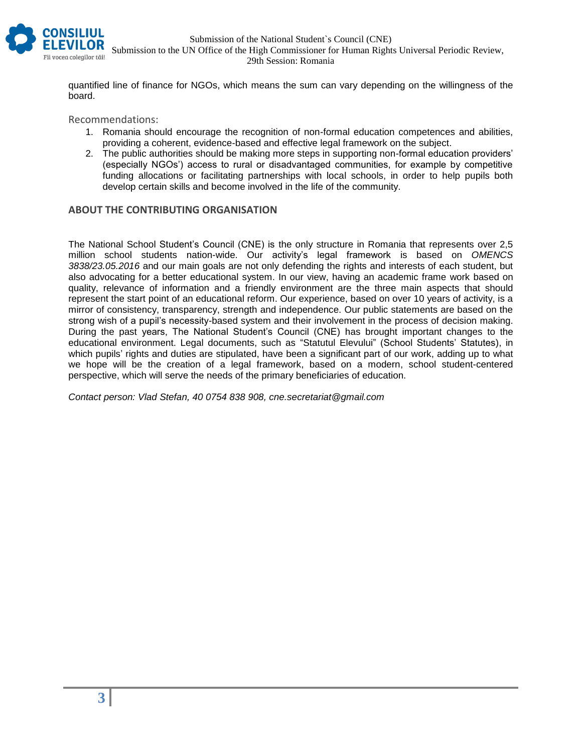quantified line of finance for NGOs, which means the sum can vary depending on the willingness of the board.

Recommendations:

1. Romania should encourage the recognition of non-formal education competences and abilities, providing a coherent, evidence-based and effective legal framework on the subject.
2. The public authorities should be making more steps in supporting non-formal education providers' (especially NGOs') access to rural or disadvantaged communities, for example by competitive funding allocations or facilitating partnerships with local schools, in order to help pupils both develop certain skills and become involved in the life of the community.

## ABOUT THE CONTRIBUTING ORGANISATION

The National School Student's Council (CNE) is the only structure in Romania that represents over 2,5 million school students nation-wide. Our activity's legal framework is based on *OMENCS 3838/23.05.2016* and our main goals are not only defending the rights and interests of each student, but also advocating for a better educational system. In our view, having an academic frame work based on quality, relevance of information and a friendly environment are the three main aspects that should represent the start point of an educational reform. Our experience, based on over 10 years of activity, is a mirror of consistency, transparency, strength and independence. Our public statements are based on the strong wish of a pupil's necessity-based system and their involvement in the process of decision making. During the past years, The National Student's Council (CNE) has brought important changes to the educational environment. Legal documents, such as "Statutul Elevului" (School Students' Statutes), in which pupils' rights and duties are stipulated, have been a significant part of our work, adding up to what we hope will be the creation of a legal framework, based on a modern, school student-centered perspective, which will serve the needs of the primary beneficiaries of education.

*Contact person: Vlad Stefan, 40 0754 838 908, cne.secretariat@gmail.com*